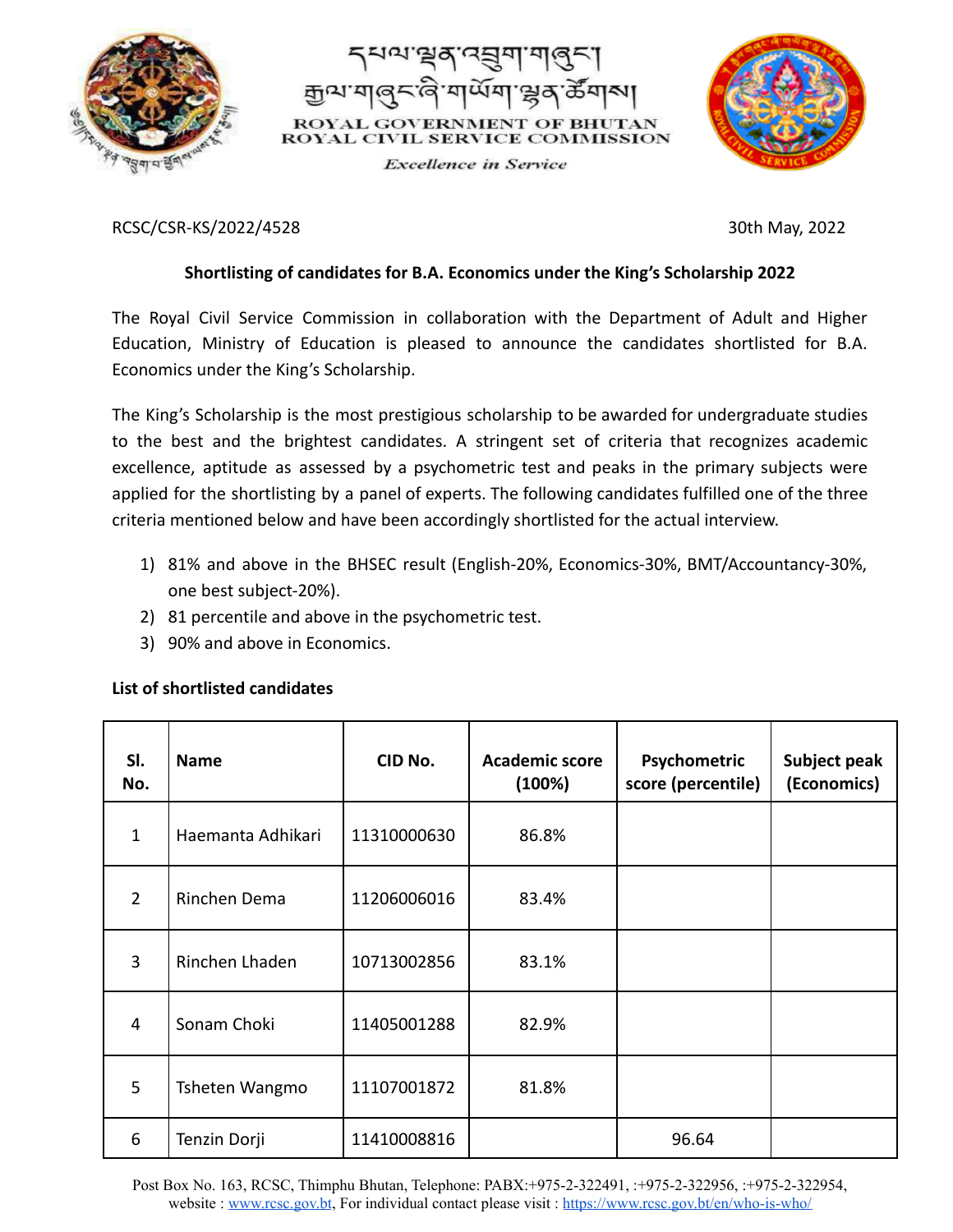དཔལ་ལྡན་འབྲུག་གཞུང་།
རྒྱལ་གཞུང་ཞི་གཡོག་ལྷན་ཚོགས།

ROYAL GOVERNMENT OF BHUTAN
ROYAL CIVIL SERVICE COMMISSION

*Excellence in Service*

RCSC/CSR-KS/2022/4528

30th May, 2022

**Shortlisting of candidates for B.A. Economics under the King's Scholarship 2022**

The Royal Civil Service Commission in collaboration with the Department of Adult and Higher Education, Ministry of Education is pleased to announce the candidates shortlisted for B.A. Economics under the King's Scholarship.

The King's Scholarship is the most prestigious scholarship to be awarded for undergraduate studies to the best and the brightest candidates. A stringent set of criteria that recognizes academic excellence, aptitude as assessed by a psychometric test and peaks in the primary subjects were applied for the shortlisting by a panel of experts. The following candidates fulfilled one of the three criteria mentioned below and have been accordingly shortlisted for the actual interview.

1) 81% and above in the BHSEC result (English-20%, Economics-30%, BMT/Accountancy-30%, one best subject-20%).
2) 81 percentile and above in the psychometric test.
3) 90% and above in Economics.

**List of shortlisted candidates**

| Sl. No. | Name | CID No. | Academic score (100%) | Psychometric score (percentile) | Subject peak (Economics) |
|---|---|---|---|---|---|
| 1 | Haemanta Adhikari | 11310000630 | 86.8% | | |
| 2 | Rinchen Dema | 11206006016 | 83.4% | | |
| 3 | Rinchen Lhaden | 10713002856 | 83.1% | | |
| 4 | Sonam Choki | 11405001288 | 82.9% | | |
| 5 | Tsheten Wangmo | 11107001872 | 81.8% | | |
| 6 | Tenzin Dorji | 11410008816 | | 96.64 | |

Post Box No. 163, RCSC, Thimphu Bhutan, Telephone: PABX:+975-2-322491, :+975-2-322956, :+975-2-322954, website : www.rcsc.gov.bt, For individual contact please visit : https://www.rcsc.gov.bt/en/who-is-who/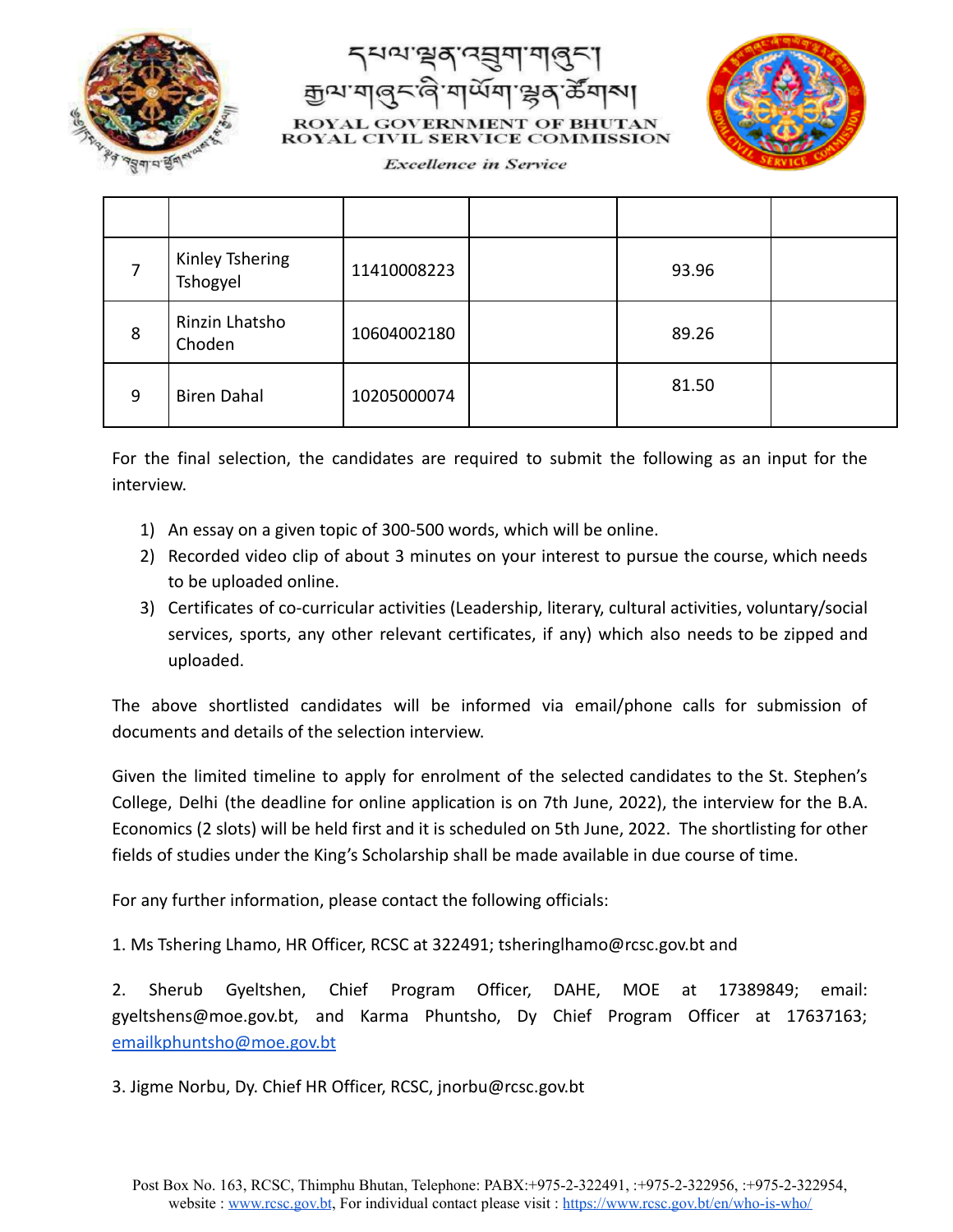| | | | | | |
|---|---|---|---|---|---|
| 7 | Kinley Tshering Tshogyel | 11410008223 | | 93.96 | |
| 8 | Rinzin Lhatsho Choden | 10604002180 | | 89.26 | |
| 9 | Biren Dahal | 10205000074 | | 81.50 | |

For the final selection, the candidates are required to submit the following as an input for the interview.

1) An essay on a given topic of 300-500 words, which will be online.
2) Recorded video clip of about 3 minutes on your interest to pursue the course, which needs to be uploaded online.
3) Certificates of co-curricular activities (Leadership, literary, cultural activities, voluntary/social services, sports, any other relevant certificates, if any) which also needs to be zipped and uploaded.

The above shortlisted candidates will be informed via email/phone calls for submission of documents and details of the selection interview.

Given the limited timeline to apply for enrolment of the selected candidates to the St. Stephen's College, Delhi (the deadline for online application is on 7th June, 2022), the interview for the B.A. Economics (2 slots) will be held first and it is scheduled on 5th June, 2022. The shortlisting for other fields of studies under the King's Scholarship shall be made available in due course of time.

For any further information, please contact the following officials:

1. Ms Tshering Lhamo, HR Officer, RCSC at 322491; tsheringlhamo@rcsc.gov.bt and

2. Sherub Gyeltshen, Chief Program Officer, DAHE, MOE at 17389849; email: gyeltshens@moe.gov.bt, and Karma Phuntsho, Dy Chief Program Officer at 17637163; emailkphuntsho@moe.gov.bt

3. Jigme Norbu, Dy. Chief HR Officer, RCSC, jnorbu@rcsc.gov.bt